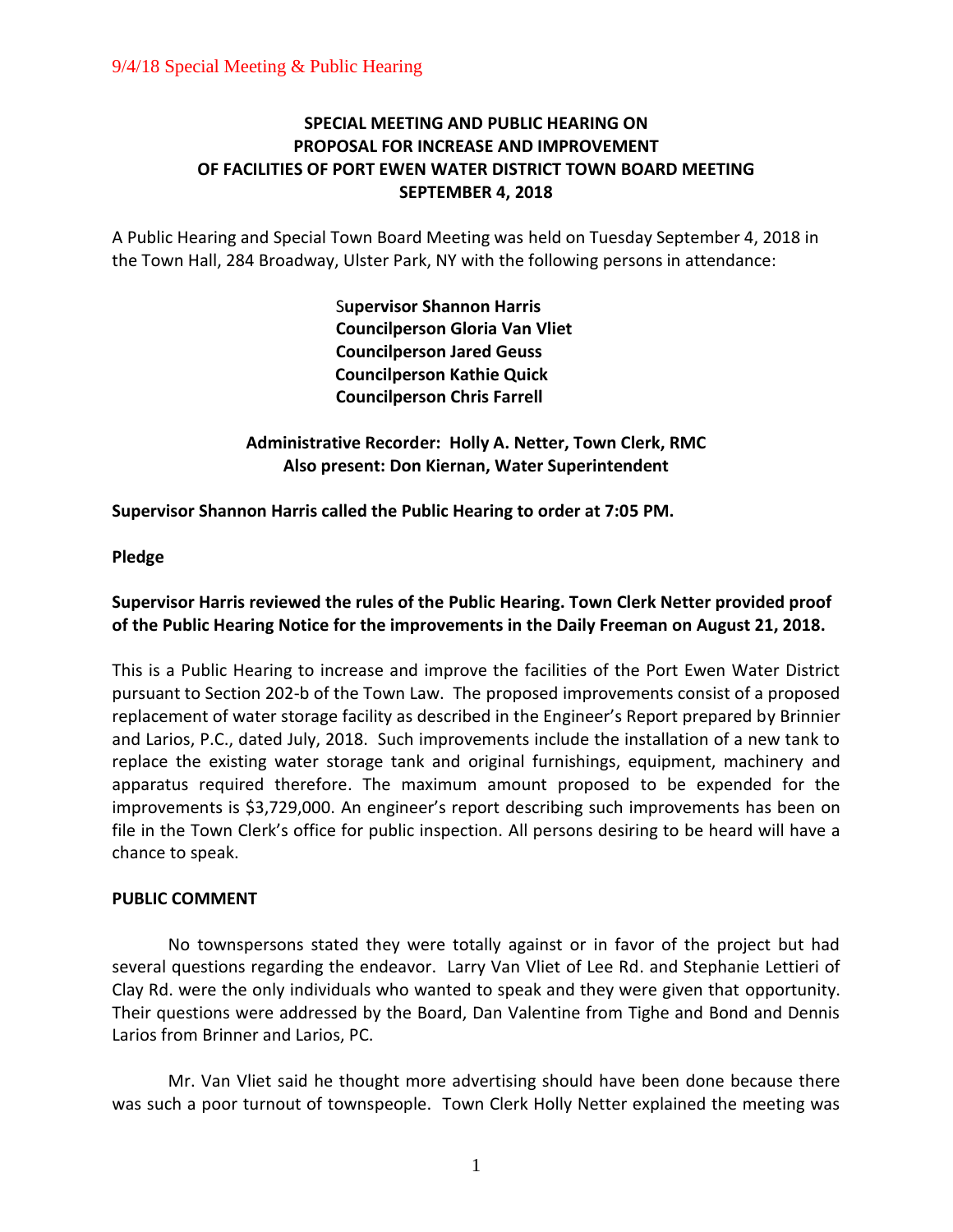9/4/18 Special Meeting & Public Hearing

**SPECIAL MEETING AND PUBLIC HEARING ON PROPOSAL FOR INCREASE AND IMPROVEMENT OF FACILITIES OF PORT EWEN WATER DISTRICT TOWN BOARD MEETING SEPTEMBER 4, 2018**

A Public Hearing and Special Town Board Meeting was held on Tuesday September 4, 2018 in the Town Hall, 284 Broadway, Ulster Park, NY with the following persons in attendance:

**Supervisor Shannon Harris**
**Councilperson Gloria Van Vliet**
**Councilperson Jared Geuss**
**Councilperson Kathie Quick**
**Councilperson Chris Farrell**

**Administrative Recorder: Holly A. Netter, Town Clerk, RMC**
**Also present: Don Kiernan, Water Superintendent**

**Supervisor Shannon Harris called the Public Hearing to order at 7:05 PM.**

**Pledge**

**Supervisor Harris reviewed the rules of the Public Hearing. Town Clerk Netter provided proof of the Public Hearing Notice for the improvements in the Daily Freeman on August 21, 2018.**

This is a Public Hearing to increase and improve the facilities of the Port Ewen Water District pursuant to Section 202-b of the Town Law. The proposed improvements consist of a proposed replacement of water storage facility as described in the Engineer's Report prepared by Brinnier and Larios, P.C., dated July, 2018. Such improvements include the installation of a new tank to replace the existing water storage tank and original furnishings, equipment, machinery and apparatus required therefore. The maximum amount proposed to be expended for the improvements is $3,729,000. An engineer's report describing such improvements has been on file in the Town Clerk's office for public inspection. All persons desiring to be heard will have a chance to speak.

**PUBLIC COMMENT**

No townspersons stated they were totally against or in favor of the project but had several questions regarding the endeavor. Larry Van Vliet of Lee Rd. and Stephanie Lettieri of Clay Rd. were the only individuals who wanted to speak and they were given that opportunity. Their questions were addressed by the Board, Dan Valentine from Tighe and Bond and Dennis Larios from Brinner and Larios, PC.

Mr. Van Vliet said he thought more advertising should have been done because there was such a poor turnout of townspeople. Town Clerk Holly Netter explained the meeting was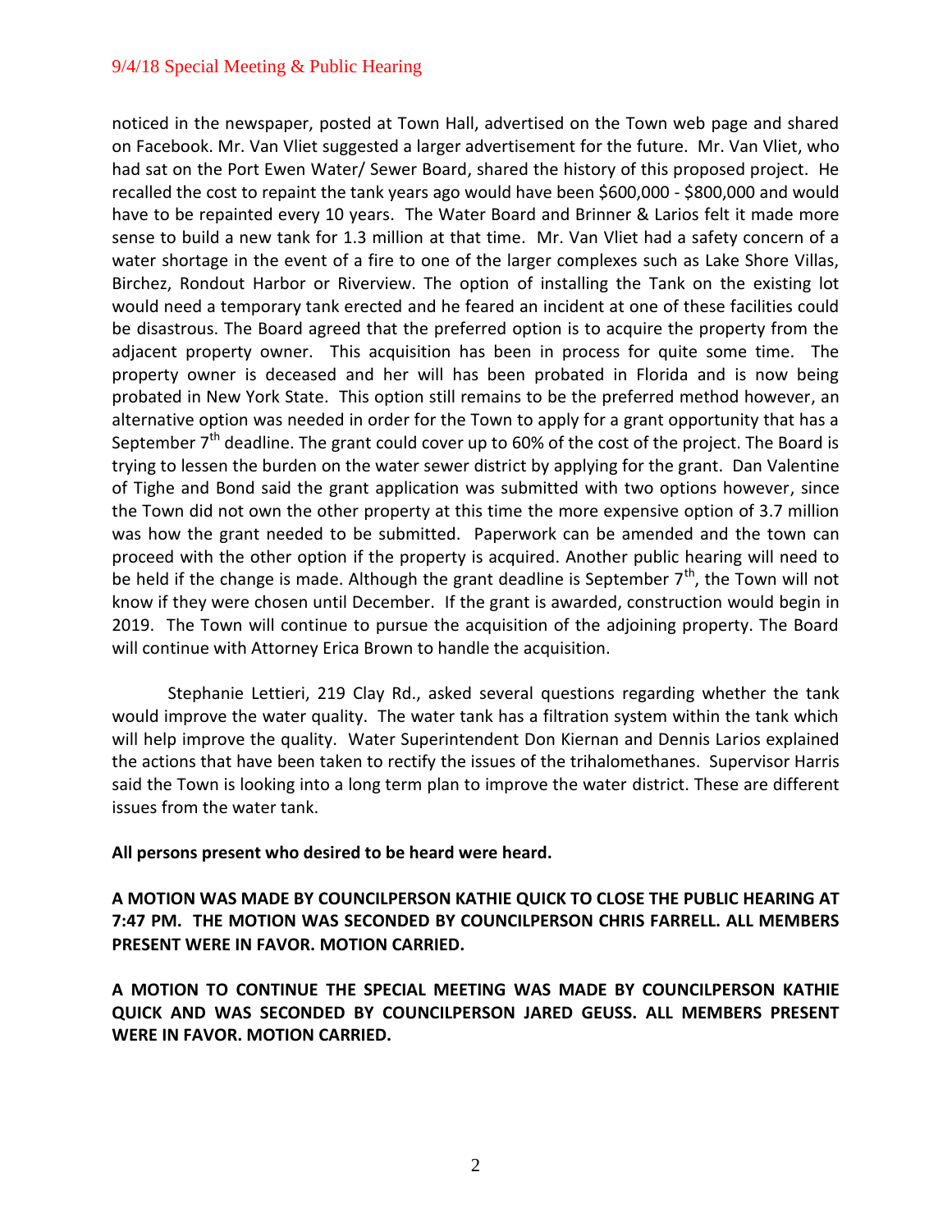noticed in the newspaper, posted at Town Hall, advertised on the Town web page and shared on Facebook. Mr. Van Vliet suggested a larger advertisement for the future. Mr. Van Vliet, who had sat on the Port Ewen Water/ Sewer Board, shared the history of this proposed project. He recalled the cost to repaint the tank years ago would have been $600,000 - $800,000 and would have to be repainted every 10 years. The Water Board and Brinner & Larios felt it made more sense to build a new tank for 1.3 million at that time. Mr. Van Vliet had a safety concern of a water shortage in the event of a fire to one of the larger complexes such as Lake Shore Villas, Birchez, Rondout Harbor or Riverview. The option of installing the Tank on the existing lot would need a temporary tank erected and he feared an incident at one of these facilities could be disastrous. The Board agreed that the preferred option is to acquire the property from the adjacent property owner. This acquisition has been in process for quite some time. The property owner is deceased and her will has been probated in Florida and is now being probated in New York State. This option still remains to be the preferred method however, an alternative option was needed in order for the Town to apply for a grant opportunity that has a September 7th deadline. The grant could cover up to 60% of the cost of the project. The Board is trying to lessen the burden on the water sewer district by applying for the grant. Dan Valentine of Tighe and Bond said the grant application was submitted with two options however, since the Town did not own the other property at this time the more expensive option of 3.7 million was how the grant needed to be submitted. Paperwork can be amended and the town can proceed with the other option if the property is acquired. Another public hearing will need to be held if the change is made. Although the grant deadline is September 7th, the Town will not know if they were chosen until December. If the grant is awarded, construction would begin in 2019. The Town will continue to pursue the acquisition of the adjoining property. The Board will continue with Attorney Erica Brown to handle the acquisition.

Stephanie Lettieri, 219 Clay Rd., asked several questions regarding whether the tank would improve the water quality. The water tank has a filtration system within the tank which will help improve the quality. Water Superintendent Don Kiernan and Dennis Larios explained the actions that have been taken to rectify the issues of the trihalomethanes. Supervisor Harris said the Town is looking into a long term plan to improve the water district. These are different issues from the water tank.

**All persons present who desired to be heard were heard.**

**A MOTION WAS MADE BY COUNCILPERSON KATHIE QUICK TO CLOSE THE PUBLIC HEARING AT 7:47 PM. THE MOTION WAS SECONDED BY COUNCILPERSON CHRIS FARRELL. ALL MEMBERS PRESENT WERE IN FAVOR. MOTION CARRIED.**

**A MOTION TO CONTINUE THE SPECIAL MEETING WAS MADE BY COUNCILPERSON KATHIE QUICK AND WAS SECONDED BY COUNCILPERSON JARED GEUSS. ALL MEMBERS PRESENT WERE IN FAVOR. MOTION CARRIED.**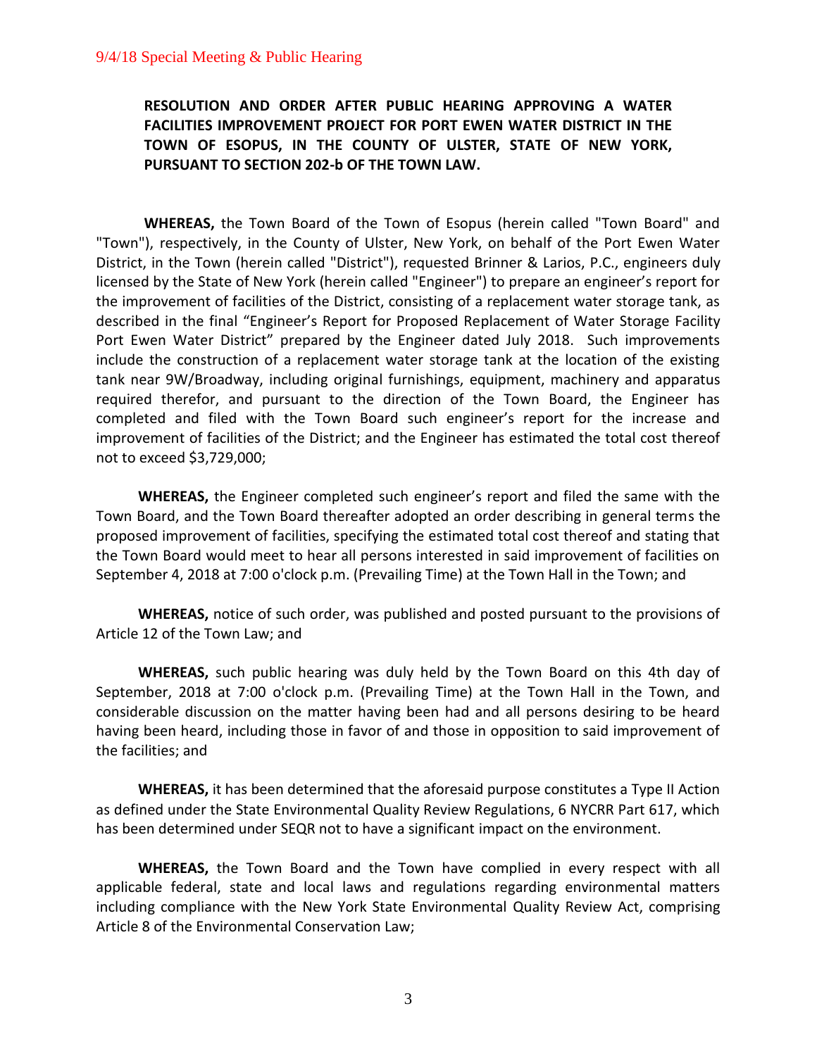**RESOLUTION AND ORDER AFTER PUBLIC HEARING APPROVING A WATER FACILITIES IMPROVEMENT PROJECT FOR PORT EWEN WATER DISTRICT IN THE TOWN OF ESOPUS, IN THE COUNTY OF ULSTER, STATE OF NEW YORK, PURSUANT TO SECTION 202-b OF THE TOWN LAW.**

**WHEREAS,** the Town Board of the Town of Esopus (herein called "Town Board" and "Town"), respectively, in the County of Ulster, New York, on behalf of the Port Ewen Water District, in the Town (herein called "District"), requested Brinner & Larios, P.C., engineers duly licensed by the State of New York (herein called "Engineer") to prepare an engineer's report for the improvement of facilities of the District, consisting of a replacement water storage tank, as described in the final "Engineer's Report for Proposed Replacement of Water Storage Facility Port Ewen Water District" prepared by the Engineer dated July 2018. Such improvements include the construction of a replacement water storage tank at the location of the existing tank near 9W/Broadway, including original furnishings, equipment, machinery and apparatus required therefor, and pursuant to the direction of the Town Board, the Engineer has completed and filed with the Town Board such engineer's report for the increase and improvement of facilities of the District; and the Engineer has estimated the total cost thereof not to exceed $3,729,000;

**WHEREAS,** the Engineer completed such engineer's report and filed the same with the Town Board, and the Town Board thereafter adopted an order describing in general terms the proposed improvement of facilities, specifying the estimated total cost thereof and stating that the Town Board would meet to hear all persons interested in said improvement of facilities on September 4, 2018 at 7:00 o'clock p.m. (Prevailing Time) at the Town Hall in the Town; and

**WHEREAS,** notice of such order, was published and posted pursuant to the provisions of Article 12 of the Town Law; and

**WHEREAS,** such public hearing was duly held by the Town Board on this 4th day of September, 2018 at 7:00 o'clock p.m. (Prevailing Time) at the Town Hall in the Town, and considerable discussion on the matter having been had and all persons desiring to be heard having been heard, including those in favor of and those in opposition to said improvement of the facilities; and

**WHEREAS,** it has been determined that the aforesaid purpose constitutes a Type II Action as defined under the State Environmental Quality Review Regulations, 6 NYCRR Part 617, which has been determined under SEQR not to have a significant impact on the environment.

**WHEREAS,** the Town Board and the Town have complied in every respect with all applicable federal, state and local laws and regulations regarding environmental matters including compliance with the New York State Environmental Quality Review Act, comprising Article 8 of the Environmental Conservation Law;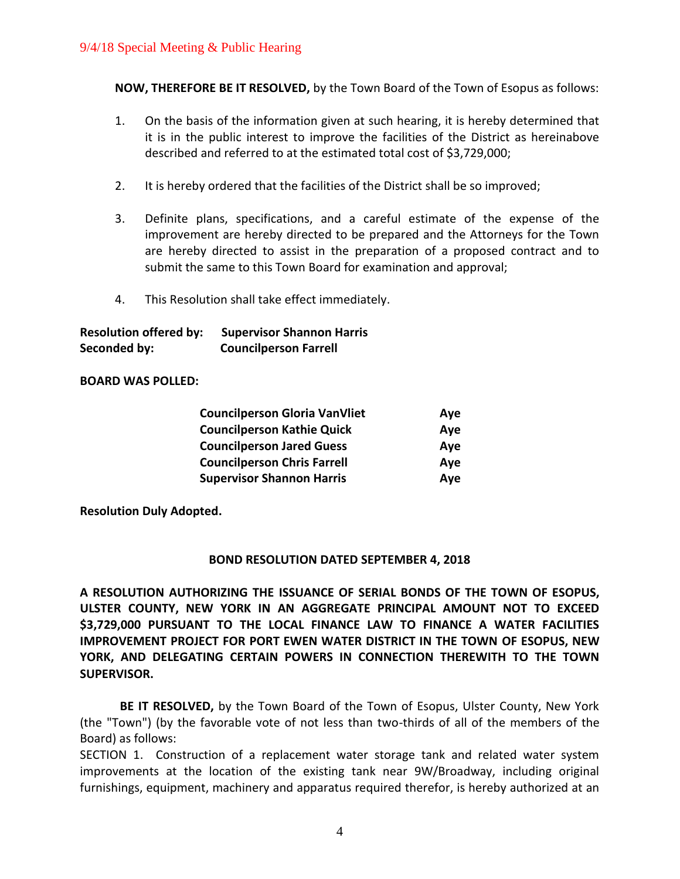**NOW, THEREFORE BE IT RESOLVED,** by the Town Board of the Town of Esopus as follows:

1. On the basis of the information given at such hearing, it is hereby determined that it is in the public interest to improve the facilities of the District as hereinabove described and referred to at the estimated total cost of $3,729,000;

2. It is hereby ordered that the facilities of the District shall be so improved;

3. Definite plans, specifications, and a careful estimate of the expense of the improvement are hereby directed to be prepared and the Attorneys for the Town are hereby directed to assist in the preparation of a proposed contract and to submit the same to this Town Board for examination and approval;

4. This Resolution shall take effect immediately.

**Resolution offered by:** **Supervisor Shannon Harris**
**Seconded by:** **Councilperson Farrell**

**BOARD WAS POLLED:**

| | |
|---|---|
| **Councilperson Gloria VanVliet** | **Aye** |
| **Councilperson Kathie Quick** | **Aye** |
| **Councilperson Jared Guess** | **Aye** |
| **Councilperson Chris Farrell** | **Aye** |
| **Supervisor Shannon Harris** | **Aye** |

**Resolution Duly Adopted.**

**BOND RESOLUTION DATED SEPTEMBER 4, 2018**

**A RESOLUTION AUTHORIZING THE ISSUANCE OF SERIAL BONDS OF THE TOWN OF ESOPUS, ULSTER COUNTY, NEW YORK IN AN AGGREGATE PRINCIPAL AMOUNT NOT TO EXCEED $3,729,000 PURSUANT TO THE LOCAL FINANCE LAW TO FINANCE A WATER FACILITIES IMPROVEMENT PROJECT FOR PORT EWEN WATER DISTRICT IN THE TOWN OF ESOPUS, NEW YORK, AND DELEGATING CERTAIN POWERS IN CONNECTION THEREWITH TO THE TOWN SUPERVISOR.**

**BE IT RESOLVED,** by the Town Board of the Town of Esopus, Ulster County, New York (the "Town") (by the favorable vote of not less than two-thirds of all of the members of the Board) as follows:

SECTION 1. Construction of a replacement water storage tank and related water system improvements at the location of the existing tank near 9W/Broadway, including original furnishings, equipment, machinery and apparatus required therefor, is hereby authorized at an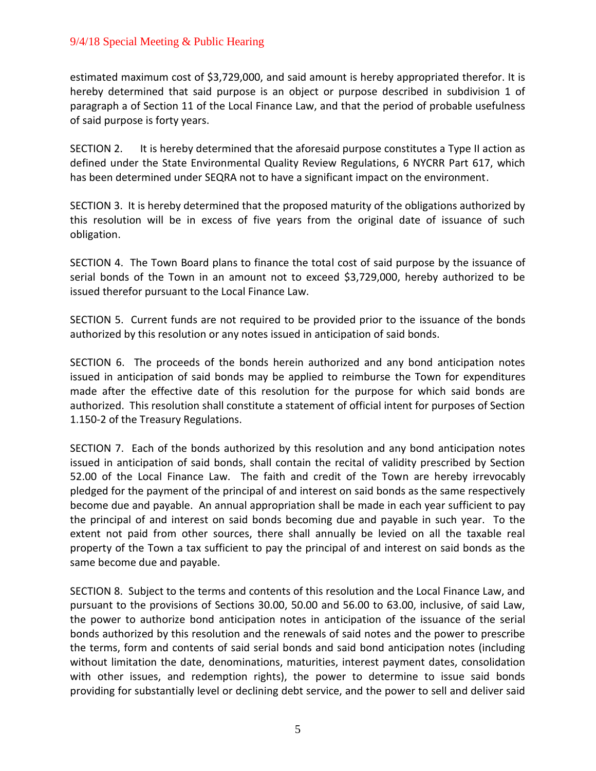estimated maximum cost of $3,729,000, and said amount is hereby appropriated therefor. It is hereby determined that said purpose is an object or purpose described in subdivision 1 of paragraph a of Section 11 of the Local Finance Law, and that the period of probable usefulness of said purpose is forty years.

SECTION 2. It is hereby determined that the aforesaid purpose constitutes a Type II action as defined under the State Environmental Quality Review Regulations, 6 NYCRR Part 617, which has been determined under SEQRA not to have a significant impact on the environment.

SECTION 3. It is hereby determined that the proposed maturity of the obligations authorized by this resolution will be in excess of five years from the original date of issuance of such obligation.

SECTION 4. The Town Board plans to finance the total cost of said purpose by the issuance of serial bonds of the Town in an amount not to exceed $3,729,000, hereby authorized to be issued therefor pursuant to the Local Finance Law.

SECTION 5. Current funds are not required to be provided prior to the issuance of the bonds authorized by this resolution or any notes issued in anticipation of said bonds.

SECTION 6. The proceeds of the bonds herein authorized and any bond anticipation notes issued in anticipation of said bonds may be applied to reimburse the Town for expenditures made after the effective date of this resolution for the purpose for which said bonds are authorized. This resolution shall constitute a statement of official intent for purposes of Section 1.150-2 of the Treasury Regulations.

SECTION 7. Each of the bonds authorized by this resolution and any bond anticipation notes issued in anticipation of said bonds, shall contain the recital of validity prescribed by Section 52.00 of the Local Finance Law. The faith and credit of the Town are hereby irrevocably pledged for the payment of the principal of and interest on said bonds as the same respectively become due and payable. An annual appropriation shall be made in each year sufficient to pay the principal of and interest on said bonds becoming due and payable in such year. To the extent not paid from other sources, there shall annually be levied on all the taxable real property of the Town a tax sufficient to pay the principal of and interest on said bonds as the same become due and payable.

SECTION 8. Subject to the terms and contents of this resolution and the Local Finance Law, and pursuant to the provisions of Sections 30.00, 50.00 and 56.00 to 63.00, inclusive, of said Law, the power to authorize bond anticipation notes in anticipation of the issuance of the serial bonds authorized by this resolution and the renewals of said notes and the power to prescribe the terms, form and contents of said serial bonds and said bond anticipation notes (including without limitation the date, denominations, maturities, interest payment dates, consolidation with other issues, and redemption rights), the power to determine to issue said bonds providing for substantially level or declining debt service, and the power to sell and deliver said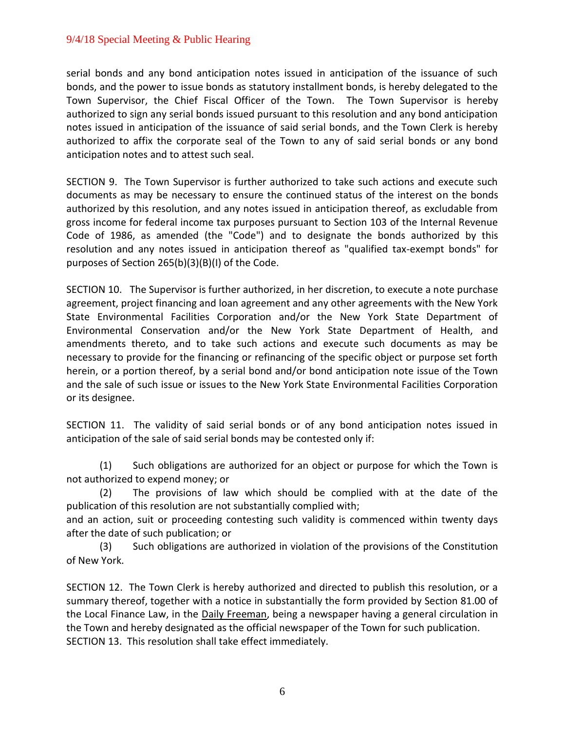serial bonds and any bond anticipation notes issued in anticipation of the issuance of such bonds, and the power to issue bonds as statutory installment bonds, is hereby delegated to the Town Supervisor, the Chief Fiscal Officer of the Town. The Town Supervisor is hereby authorized to sign any serial bonds issued pursuant to this resolution and any bond anticipation notes issued in anticipation of the issuance of said serial bonds, and the Town Clerk is hereby authorized to affix the corporate seal of the Town to any of said serial bonds or any bond anticipation notes and to attest such seal.

SECTION 9. The Town Supervisor is further authorized to take such actions and execute such documents as may be necessary to ensure the continued status of the interest on the bonds authorized by this resolution, and any notes issued in anticipation thereof, as excludable from gross income for federal income tax purposes pursuant to Section 103 of the Internal Revenue Code of 1986, as amended (the "Code") and to designate the bonds authorized by this resolution and any notes issued in anticipation thereof as "qualified tax-exempt bonds" for purposes of Section 265(b)(3)(B)(I) of the Code.

SECTION 10. The Supervisor is further authorized, in her discretion, to execute a note purchase agreement, project financing and loan agreement and any other agreements with the New York State Environmental Facilities Corporation and/or the New York State Department of Environmental Conservation and/or the New York State Department of Health, and amendments thereto, and to take such actions and execute such documents as may be necessary to provide for the financing or refinancing of the specific object or purpose set forth herein, or a portion thereof, by a serial bond and/or bond anticipation note issue of the Town and the sale of such issue or issues to the New York State Environmental Facilities Corporation or its designee.

SECTION 11. The validity of said serial bonds or of any bond anticipation notes issued in anticipation of the sale of said serial bonds may be contested only if:

(1) Such obligations are authorized for an object or purpose for which the Town is not authorized to expend money; or

(2) The provisions of law which should be complied with at the date of the publication of this resolution are not substantially complied with;

and an action, suit or proceeding contesting such validity is commenced within twenty days after the date of such publication; or

(3) Such obligations are authorized in violation of the provisions of the Constitution of New York.

SECTION 12. The Town Clerk is hereby authorized and directed to publish this resolution, or a summary thereof, together with a notice in substantially the form provided by Section 81.00 of the Local Finance Law, in the Daily Freeman, being a newspaper having a general circulation in the Town and hereby designated as the official newspaper of the Town for such publication.

SECTION 13. This resolution shall take effect immediately.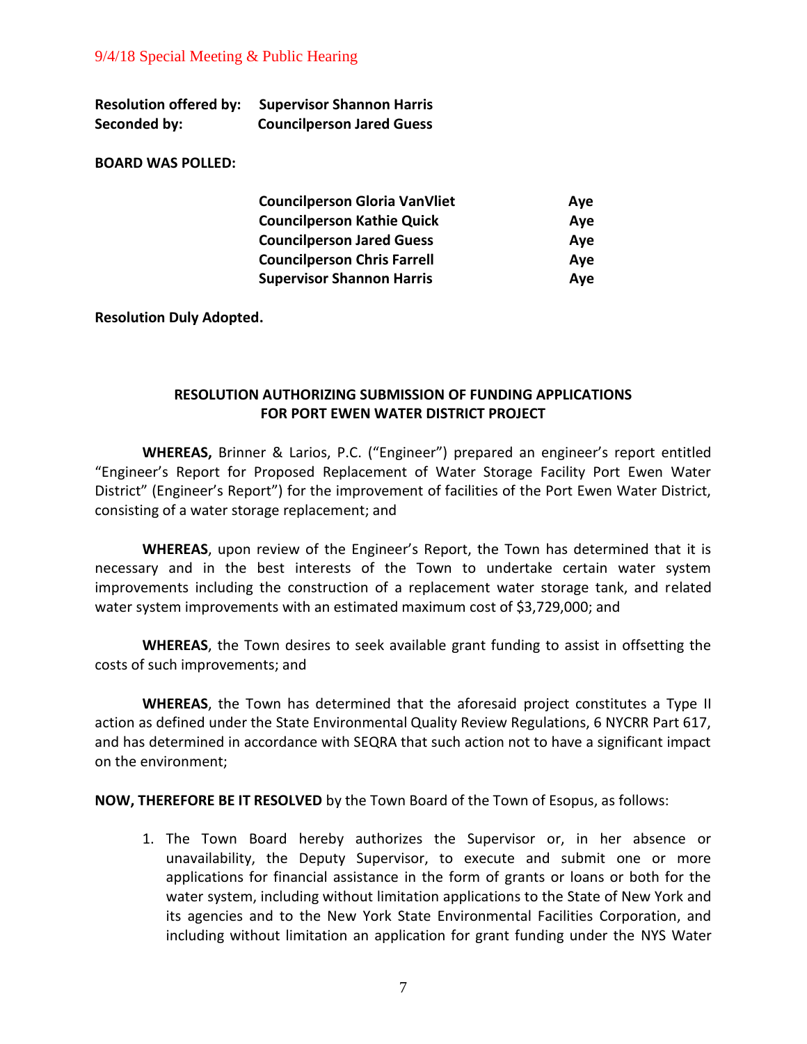9/4/18 Special Meeting & Public Hearing

**Resolution offered by:** **Supervisor Shannon Harris**
**Seconded by:** **Councilperson Jared Guess**

**BOARD WAS POLLED:**

| | |
|---|---|
| **Councilperson Gloria VanVliet** | **Aye** |
| **Councilperson Kathie Quick** | **Aye** |
| **Councilperson Jared Guess** | **Aye** |
| **Councilperson Chris Farrell** | **Aye** |
| **Supervisor Shannon Harris** | **Aye** |

**Resolution Duly Adopted.**

**RESOLUTION AUTHORIZING SUBMISSION OF FUNDING APPLICATIONS FOR PORT EWEN WATER DISTRICT PROJECT**

**WHEREAS,** Brinner & Larios, P.C. ("Engineer") prepared an engineer's report entitled "Engineer's Report for Proposed Replacement of Water Storage Facility Port Ewen Water District" (Engineer's Report") for the improvement of facilities of the Port Ewen Water District, consisting of a water storage replacement; and

**WHEREAS**, upon review of the Engineer's Report, the Town has determined that it is necessary and in the best interests of the Town to undertake certain water system improvements including the construction of a replacement water storage tank, and related water system improvements with an estimated maximum cost of $3,729,000; and

**WHEREAS**, the Town desires to seek available grant funding to assist in offsetting the costs of such improvements; and

**WHEREAS**, the Town has determined that the aforesaid project constitutes a Type II action as defined under the State Environmental Quality Review Regulations, 6 NYCRR Part 617, and has determined in accordance with SEQRA that such action not to have a significant impact on the environment;

**NOW, THEREFORE BE IT RESOLVED** by the Town Board of the Town of Esopus, as follows:

1. The Town Board hereby authorizes the Supervisor or, in her absence or unavailability, the Deputy Supervisor, to execute and submit one or more applications for financial assistance in the form of grants or loans or both for the water system, including without limitation applications to the State of New York and its agencies and to the New York State Environmental Facilities Corporation, and including without limitation an application for grant funding under the NYS Water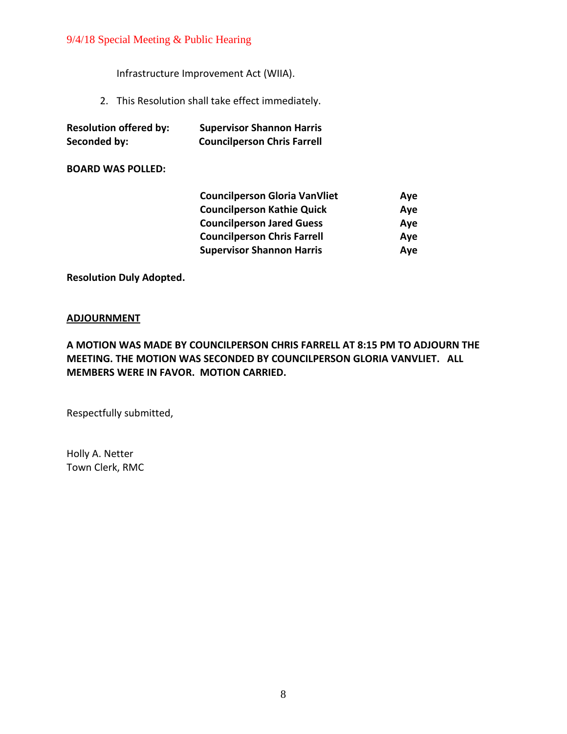Infrastructure Improvement Act (WIIA).

2. This Resolution shall take effect immediately.

**Resolution offered by:** **Supervisor Shannon Harris**
**Seconded by:** **Councilperson Chris Farrell**

**BOARD WAS POLLED:**

| | |
|---|---|
| **Councilperson Gloria VanVliet** | **Aye** |
| **Councilperson Kathie Quick** | **Aye** |
| **Councilperson Jared Guess** | **Aye** |
| **Councilperson Chris Farrell** | **Aye** |
| **Supervisor Shannon Harris** | **Aye** |

**Resolution Duly Adopted.**

**ADJOURNMENT**

**A MOTION WAS MADE BY COUNCILPERSON CHRIS FARRELL AT 8:15 PM TO ADJOURN THE MEETING. THE MOTION WAS SECONDED BY COUNCILPERSON GLORIA VANVLIET. ALL MEMBERS WERE IN FAVOR. MOTION CARRIED.**

Respectfully submitted,

Holly A. Netter
Town Clerk, RMC